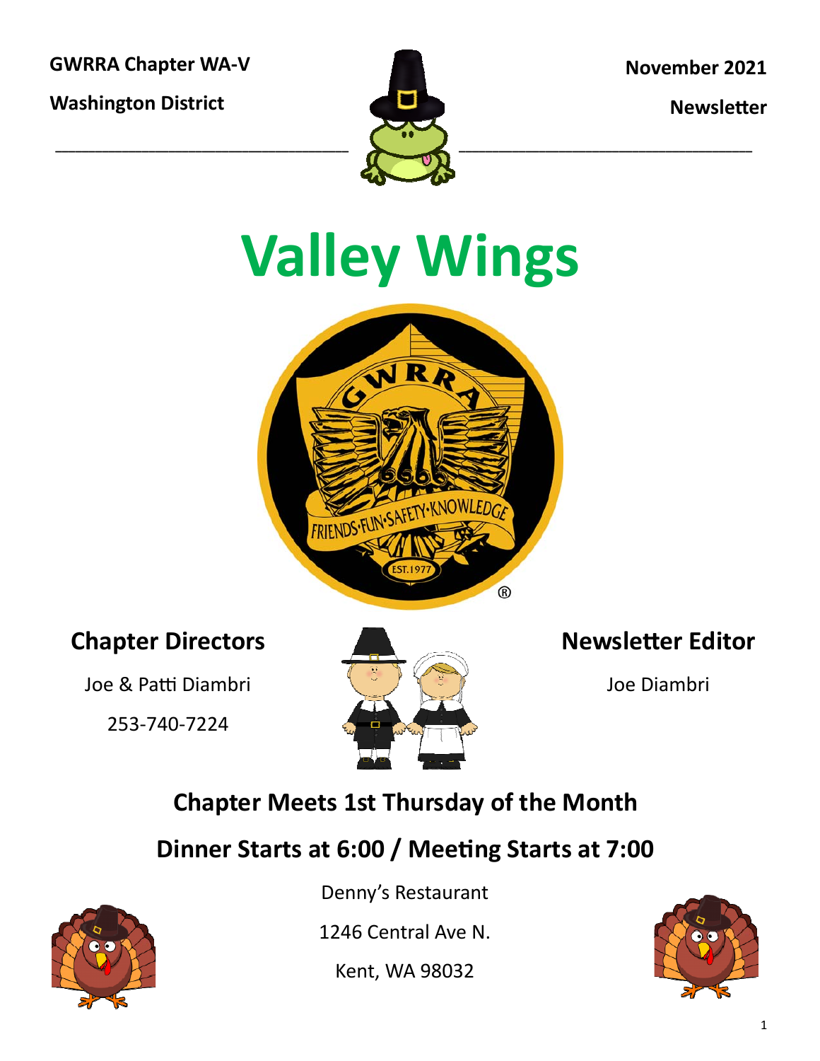**GWRRA Chapter WA-V**

**Washington District**

**November 2021**

**Newsletter**

# Valley Wings

## Chapter Directors

Joe & Patti Diambri

253-740-7224

## Newsletter Editor

Joe Diambri

## Chapter Meets 1st Thursday of the Month

## Dinner Starts at 6:00 / Meeting Starts at 7:00

Denny's Restaurant

1246 Central Ave N.

Kent, WA 98032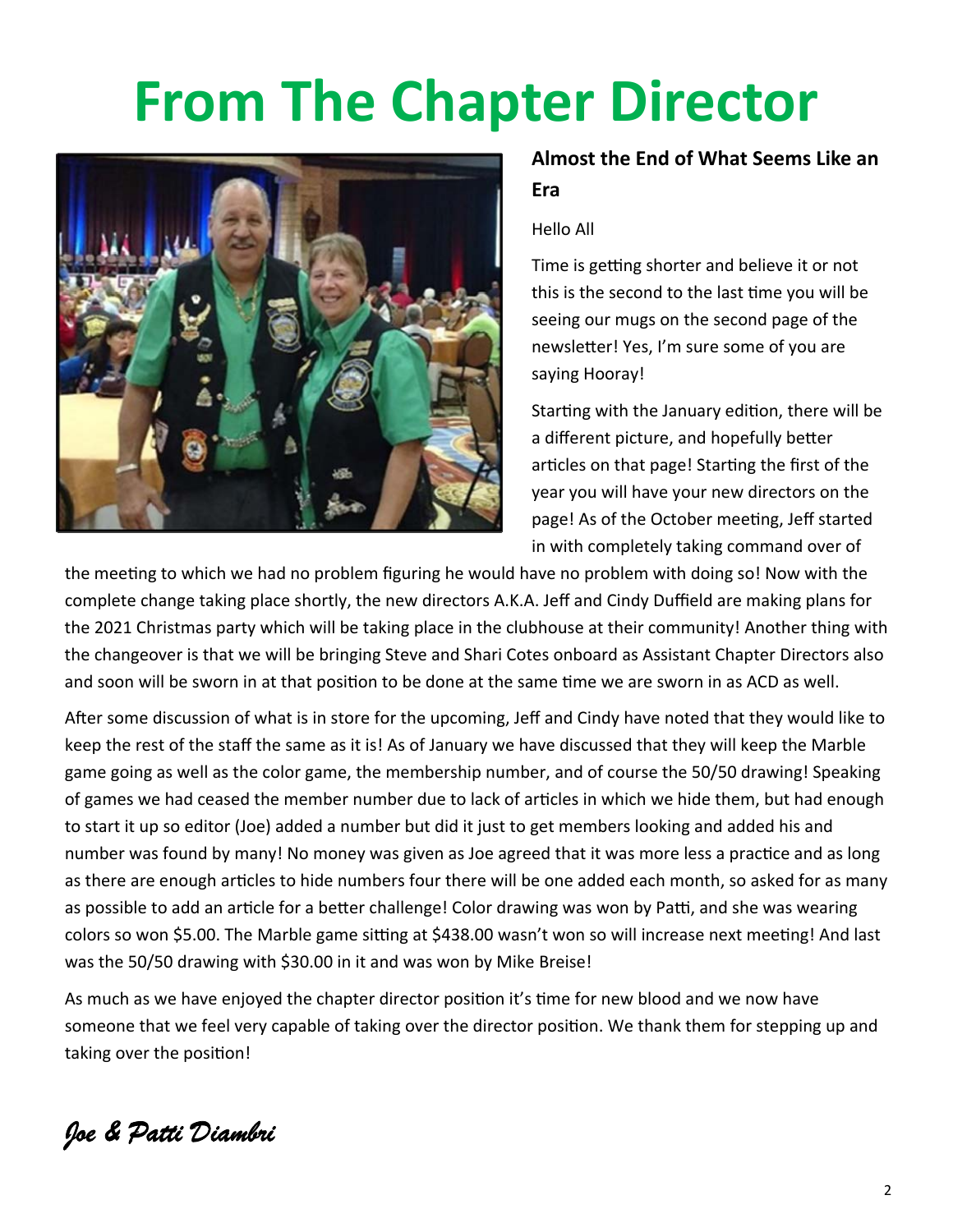# From The Chapter Director

## Almost the End of What Seems Like an Era

Hello All

Time is getting shorter and believe it or not this is the second to the last time you will be seeing our mugs on the second page of the newsletter! Yes, I'm sure some of you are saying Hooray!

Starting with the January edition, there will be a different picture, and hopefully better articles on that page! Starting the first of the year you will have your new directors on the page! As of the October meeting, Jeff started in with completely taking command over of the meeting to which we had no problem figuring he would have no problem with doing so! Now with the complete change taking place shortly, the new directors A.K.A. Jeff and Cindy Duffield are making plans for the 2021 Christmas party which will be taking place in the clubhouse at their community! Another thing with the changeover is that we will be bringing Steve and Shari Cotes onboard as Assistant Chapter Directors also and soon will be sworn in at that position to be done at the same time we are sworn in as ACD as well.

After some discussion of what is in store for the upcoming, Jeff and Cindy have noted that they would like to keep the rest of the staff the same as it is! As of January we have discussed that they will keep the Marble game going as well as the color game, the membership number, and of course the 50/50 drawing! Speaking of games we had ceased the member number due to lack of articles in which we hide them, but had enough to start it up so editor (Joe) added a number but did it just to get members looking and added his and number was found by many! No money was given as Joe agreed that it was more less a practice and as long as there are enough articles to hide numbers four there will be one added each month, so asked for as many as possible to add an article for a better challenge! Color drawing was won by Patti, and she was wearing colors so won $5.00. The Marble game sitting at $438.00 wasn't won so will increase next meeting! And last was the 50/50 drawing with $30.00 in it and was won by Mike Breise!

As much as we have enjoyed the chapter director position it's time for new blood and we now have someone that we feel very capable of taking over the director position. We thank them for stepping up and taking over the position!

*Joe & Patti Diambri*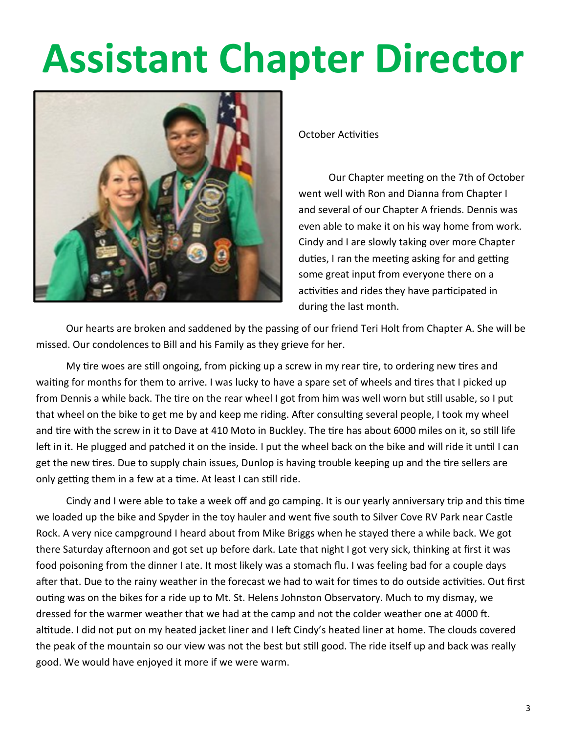# Assistant Chapter Director

October Activities

Our Chapter meeting on the 7th of October went well with Ron and Dianna from Chapter I and several of our Chapter A friends. Dennis was even able to make it on his way home from work. Cindy and I are slowly taking over more Chapter duties, I ran the meeting asking for and getting some great input from everyone there on a activities and rides they have participated in during the last month.

Our hearts are broken and saddened by the passing of our friend Teri Holt from Chapter A. She will be missed. Our condolences to Bill and his Family as they grieve for her.

My tire woes are still ongoing, from picking up a screw in my rear tire, to ordering new tires and waiting for months for them to arrive. I was lucky to have a spare set of wheels and tires that I picked up from Dennis a while back. The tire on the rear wheel I got from him was well worn but still usable, so I put that wheel on the bike to get me by and keep me riding. After consulting several people, I took my wheel and tire with the screw in it to Dave at 410 Moto in Buckley. The tire has about 6000 miles on it, so still life left in it. He plugged and patched it on the inside. I put the wheel back on the bike and will ride it until I can get the new tires. Due to supply chain issues, Dunlop is having trouble keeping up and the tire sellers are only getting them in a few at a time. At least I can still ride.

Cindy and I were able to take a week off and go camping. It is our yearly anniversary trip and this time we loaded up the bike and Spyder in the toy hauler and went five south to Silver Cove RV Park near Castle Rock. A very nice campground I heard about from Mike Briggs when he stayed there a while back. We got there Saturday afternoon and got set up before dark. Late that night I got very sick, thinking at first it was food poisoning from the dinner I ate. It most likely was a stomach flu. I was feeling bad for a couple days after that. Due to the rainy weather in the forecast we had to wait for times to do outside activities. Out first outing was on the bikes for a ride up to Mt. St. Helens Johnston Observatory. Much to my dismay, we dressed for the warmer weather that we had at the camp and not the colder weather one at 4000 ft. altitude. I did not put on my heated jacket liner and I left Cindy's heated liner at home. The clouds covered the peak of the mountain so our view was not the best but still good. The ride itself up and back was really good. We would have enjoyed it more if we were warm.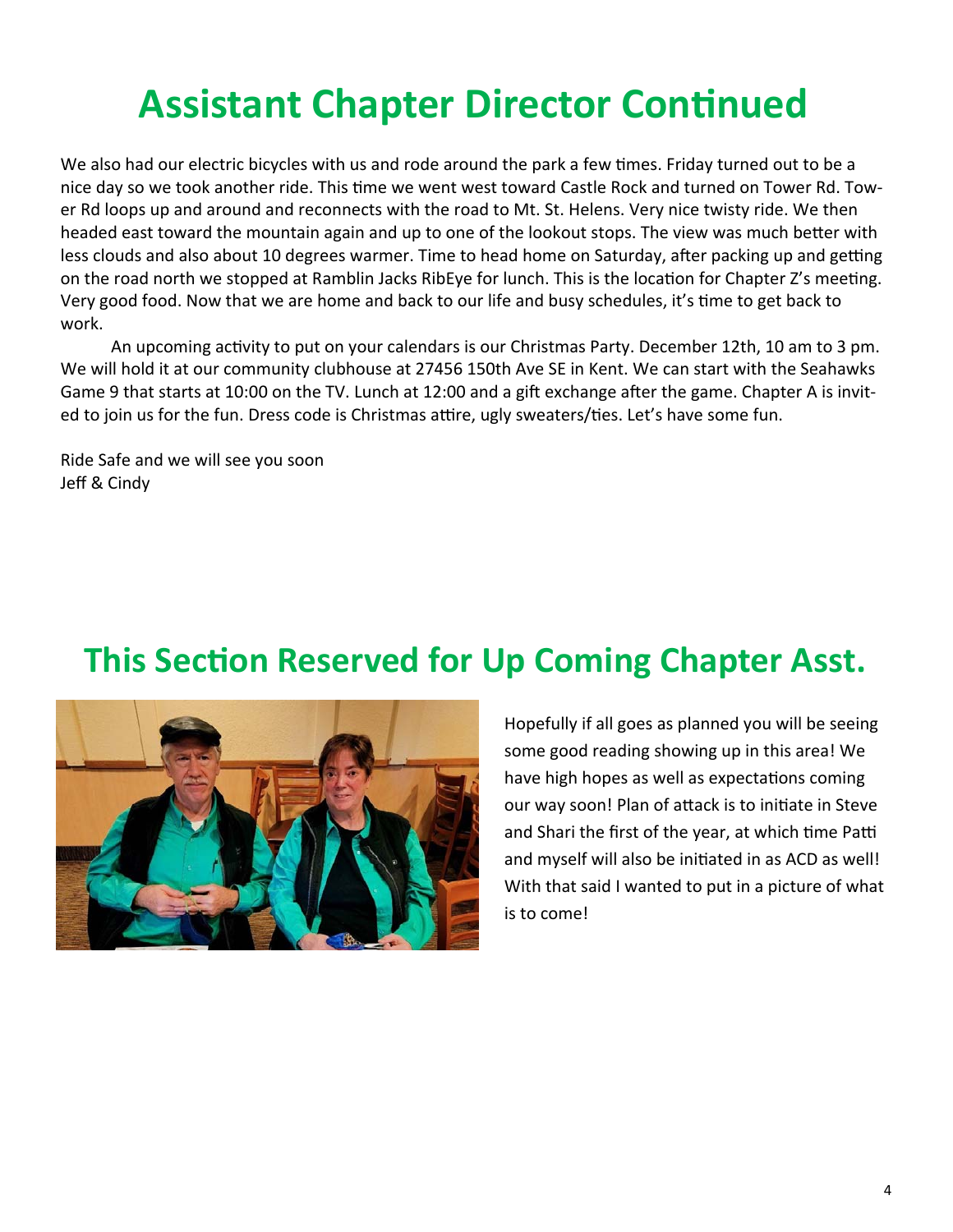# Assistant Chapter Director Continued

We also had our electric bicycles with us and rode around the park a few times. Friday turned out to be a nice day so we took another ride. This time we went west toward Castle Rock and turned on Tower Rd. Tower Rd loops up and around and reconnects with the road to Mt. St. Helens. Very nice twisty ride. We then headed east toward the mountain again and up to one of the lookout stops. The view was much better with less clouds and also about 10 degrees warmer. Time to head home on Saturday, after packing up and getting on the road north we stopped at Ramblin Jacks RibEye for lunch. This is the location for Chapter Z's meeting. Very good food. Now that we are home and back to our life and busy schedules, it's time to get back to work.

An upcoming activity to put on your calendars is our Christmas Party. December 12th, 10 am to 3 pm. We will hold it at our community clubhouse at 27456 150th Ave SE in Kent. We can start with the Seahawks Game 9 that starts at 10:00 on the TV. Lunch at 12:00 and a gift exchange after the game. Chapter A is invited to join us for the fun. Dress code is Christmas attire, ugly sweaters/ties. Let's have some fun.

Ride Safe and we will see you soon
Jeff & Cindy

# This Section Reserved for Up Coming Chapter Asst.

Hopefully if all goes as planned you will be seeing some good reading showing up in this area! We have high hopes as well as expectations coming our way soon! Plan of attack is to initiate in Steve and Shari the first of the year, at which time Patti and myself will also be initiated in as ACD as well! With that said I wanted to put in a picture of what is to come!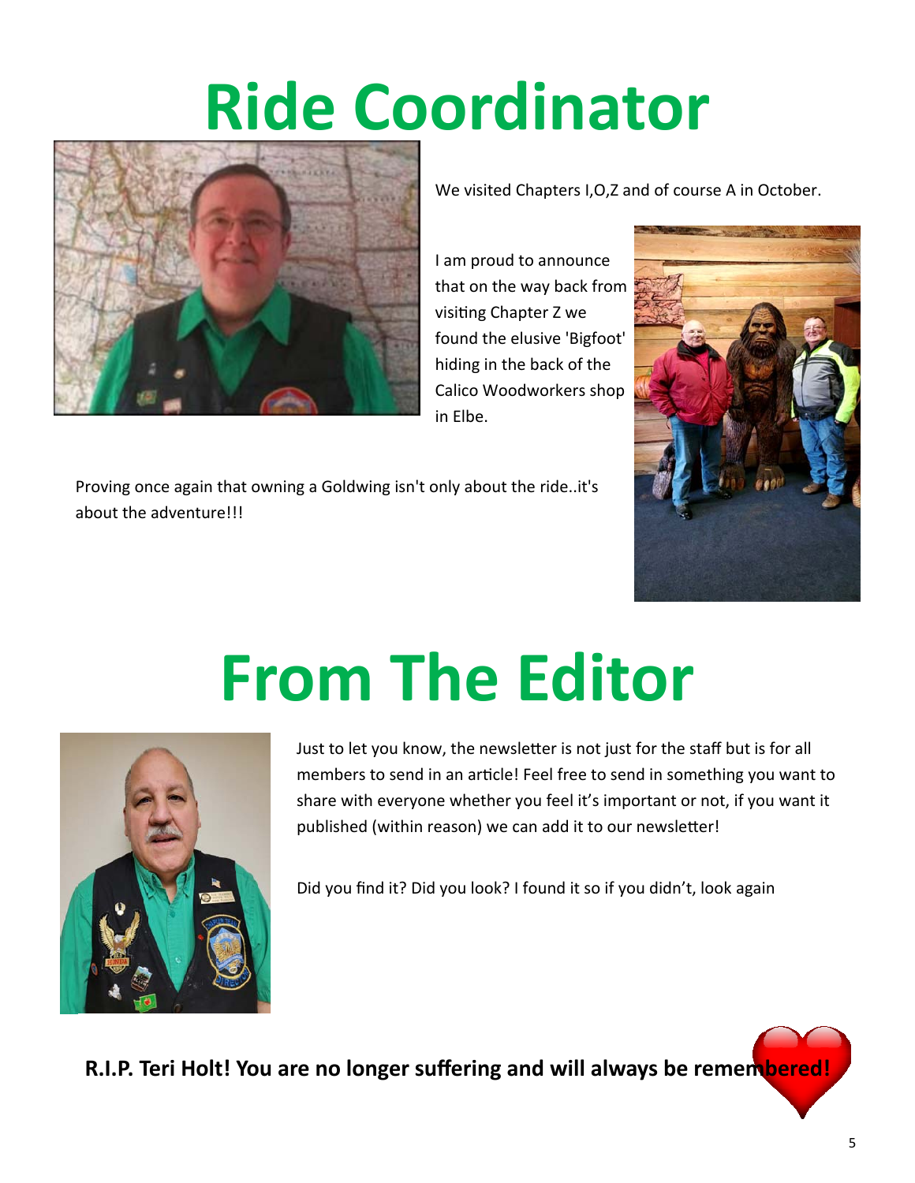# Ride Coordinator

We visited Chapters I,O,Z and of course A in October.

I am proud to announce that on the way back from visiting Chapter Z we found the elusive 'Bigfoot' hiding in the back of the Calico Woodworkers shop in Elbe.

Proving once again that owning a Goldwing isn't only about the ride..it's about the adventure!!!

# From The Editor

Just to let you know, the newsletter is not just for the staff but is for all members to send in an article! Feel free to send in something you want to share with everyone whether you feel it's important or not, if you want it published (within reason) we can add it to our newsletter!

Did you find it? Did you look? I found it so if you didn't, look again

**R.I.P. Teri Holt! You are no longer suffering and will always be remembered!**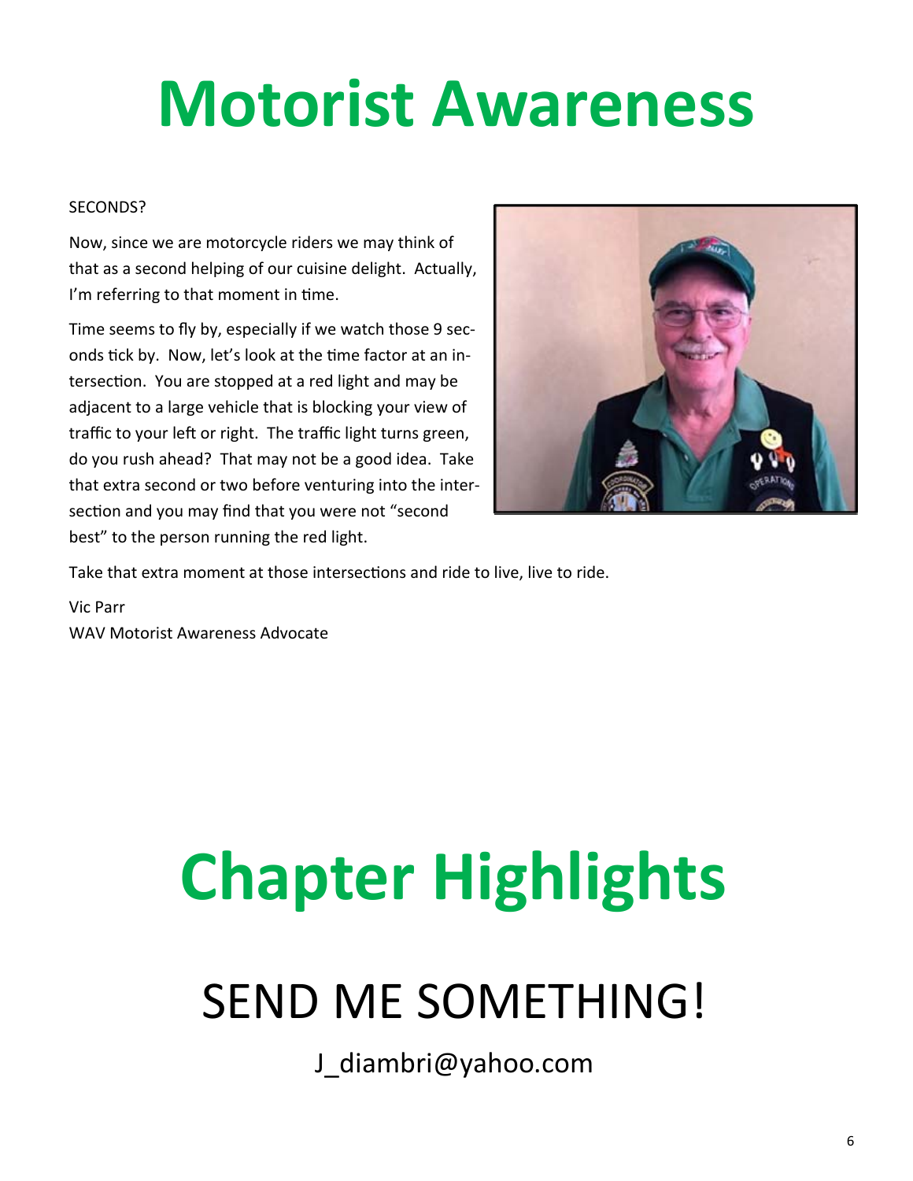# Motorist Awareness

SECONDS?

Now, since we are motorcycle riders we may think of that as a second helping of our cuisine delight. Actually, I'm referring to that moment in time.

Time seems to fly by, especially if we watch those 9 seconds tick by. Now, let's look at the time factor at an intersection. You are stopped at a red light and may be adjacent to a large vehicle that is blocking your view of traffic to your left or right. The traffic light turns green, do you rush ahead? That may not be a good idea. Take that extra second or two before venturing into the intersection and you may find that you were not "second best" to the person running the red light.

Take that extra moment at those intersections and ride to live, live to ride.

Vic Parr
WAV Motorist Awareness Advocate

# Chapter Highlights

## SEND ME SOMETHING!

J_diambri@yahoo.com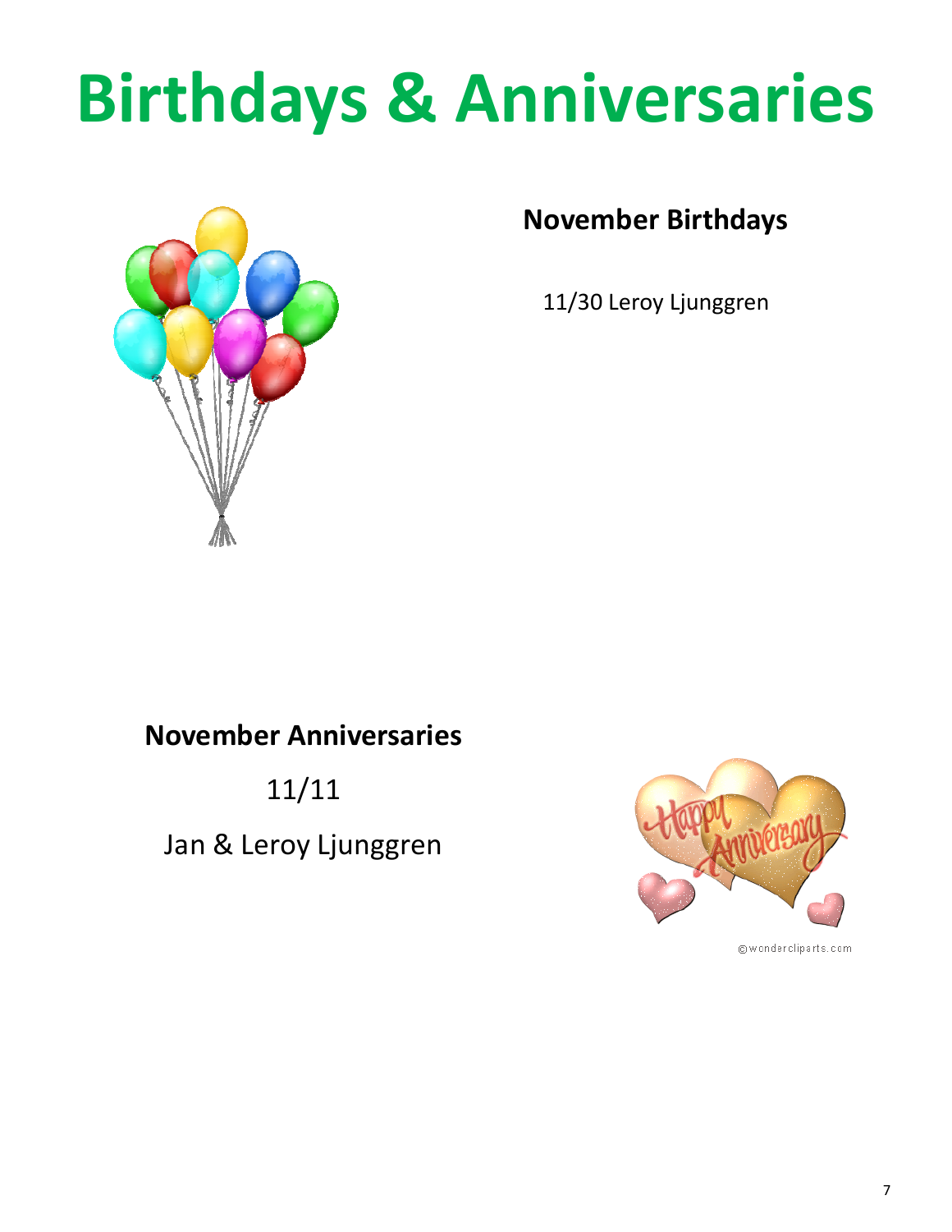# Birthdays & Anniversaries

## November Birthdays

11/30 Leroy Ljunggren

## November Anniversaries

11/11

Jan & Leroy Ljunggren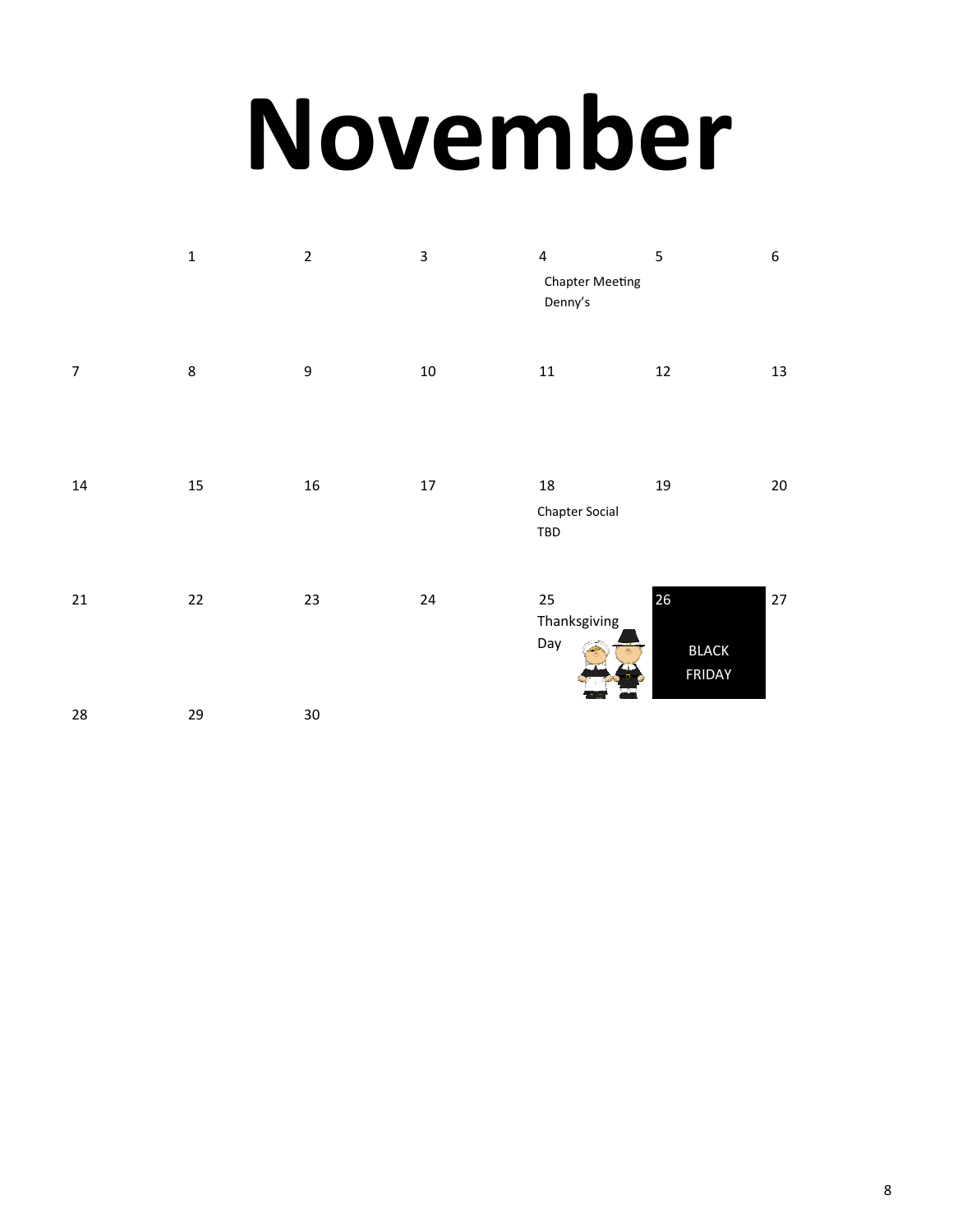# November

| | | | | | | |
|---|---|---|---|---|---|---|
| | 1 | 2 | 3 | 4 Chapter Meeting Denny's | 5 | 6 |
| 7 | 8 | 9 | 10 | 11 | 12 | 13 |
| 14 | 15 | 16 | 17 | 18 Chapter Social TBD | 19 | 20 |
| 21 | 22 | 23 | 24 | 25 Thanksgiving Day | 26 BLACK FRIDAY | 27 |
| 28 | 29 | 30 | | | | |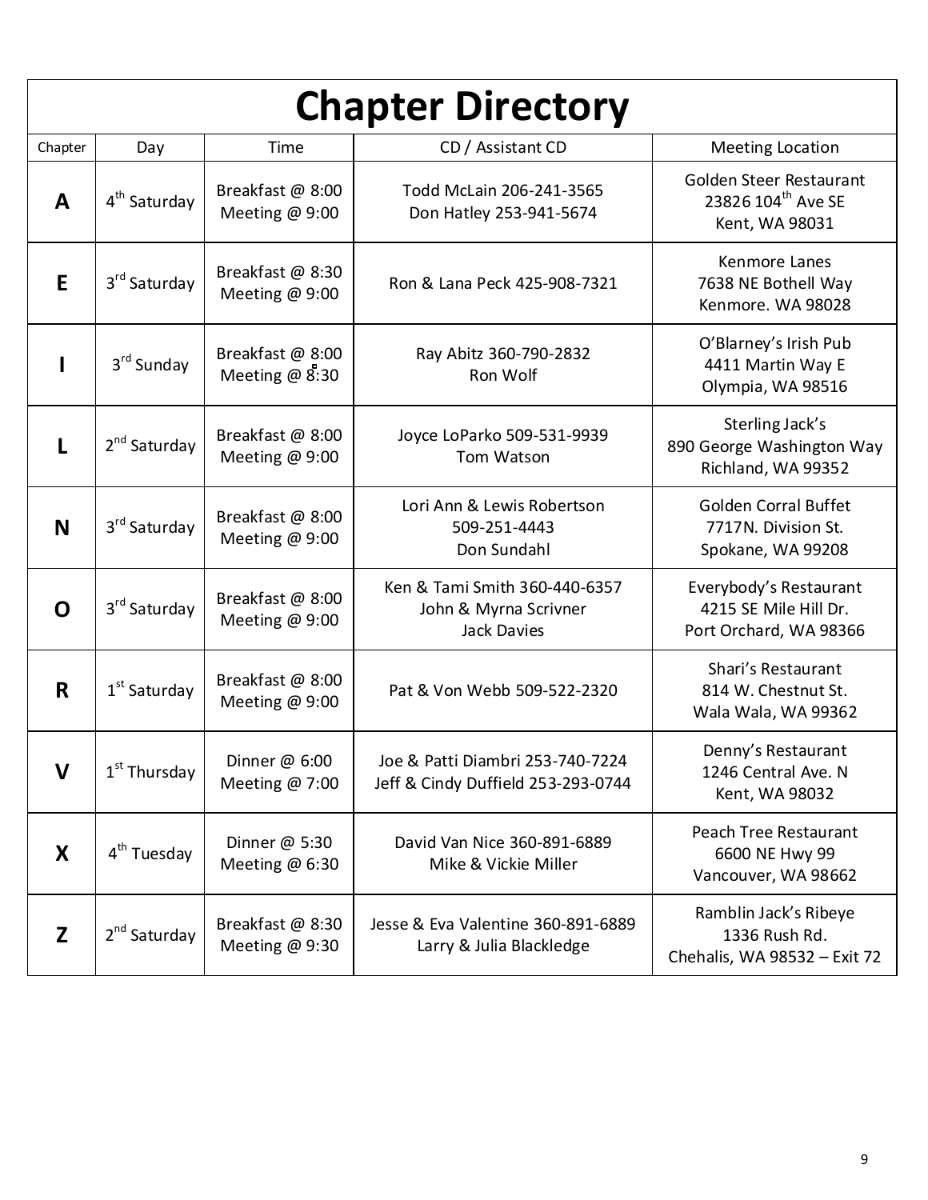# Chapter Directory

| Chapter | Day | Time | CD / Assistant CD | Meeting Location |
|---|---|---|---|---|
| **A** | 4th Saturday | Breakfast @ 8:00<br>Meeting @ 9:00 | Todd McLain 206-241-3565<br>Don Hatley 253-941-5674 | Golden Steer Restaurant<br>23826 104th Ave SE<br>Kent, WA 98031 |
| **E** | 3rd Saturday | Breakfast @ 8:30<br>Meeting @ 9:00 | Ron & Lana Peck 425-908-7321 | Kenmore Lanes<br>7638 NE Bothell Way<br>Kenmore. WA 98028 |
| **I** | 3rd Sunday | Breakfast @ 8:00<br>Meeting @ 8:30 | Ray Abitz 360-790-2832<br>Ron Wolf | O'Blarney's Irish Pub<br>4411 Martin Way E<br>Olympia, WA 98516 |
| **L** | 2nd Saturday | Breakfast @ 8:00<br>Meeting @ 9:00 | Joyce LoParko 509-531-9939<br>Tom Watson | Sterling Jack's<br>890 George Washington Way<br>Richland, WA 99352 |
| **N** | 3rd Saturday | Breakfast @ 8:00<br>Meeting @ 9:00 | Lori Ann & Lewis Robertson<br>509-251-4443<br>Don Sundahl | Golden Corral Buffet<br>7717N. Division St.<br>Spokane, WA 99208 |
| **O** | 3rd Saturday | Breakfast @ 8:00<br>Meeting @ 9:00 | Ken & Tami Smith 360-440-6357<br>John & Myrna Scrivner<br>Jack Davies | Everybody's Restaurant<br>4215 SE Mile Hill Dr.<br>Port Orchard, WA 98366 |
| **R** | 1st Saturday | Breakfast @ 8:00<br>Meeting @ 9:00 | Pat & Von Webb 509-522-2320 | Shari's Restaurant<br>814 W. Chestnut St.<br>Wala Wala, WA 99362 |
| **V** | 1st Thursday | Dinner @ 6:00<br>Meeting @ 7:00 | Joe & Patti Diambri 253-740-7224<br>Jeff & Cindy Duffield 253-293-0744 | Denny's Restaurant<br>1246 Central Ave. N<br>Kent, WA 98032 |
| **X** | 4th Tuesday | Dinner @ 5:30<br>Meeting @ 6:30 | David Van Nice 360-891-6889<br>Mike & Vickie Miller | Peach Tree Restaurant<br>6600 NE Hwy 99<br>Vancouver, WA 98662 |
| **Z** | 2nd Saturday | Breakfast @ 8:30<br>Meeting @ 9:30 | Jesse & Eva Valentine 360-891-6889<br>Larry & Julia Blackledge | Ramblin Jack's Ribeye<br>1336 Rush Rd.<br>Chehalis, WA 98532 – Exit 72 |